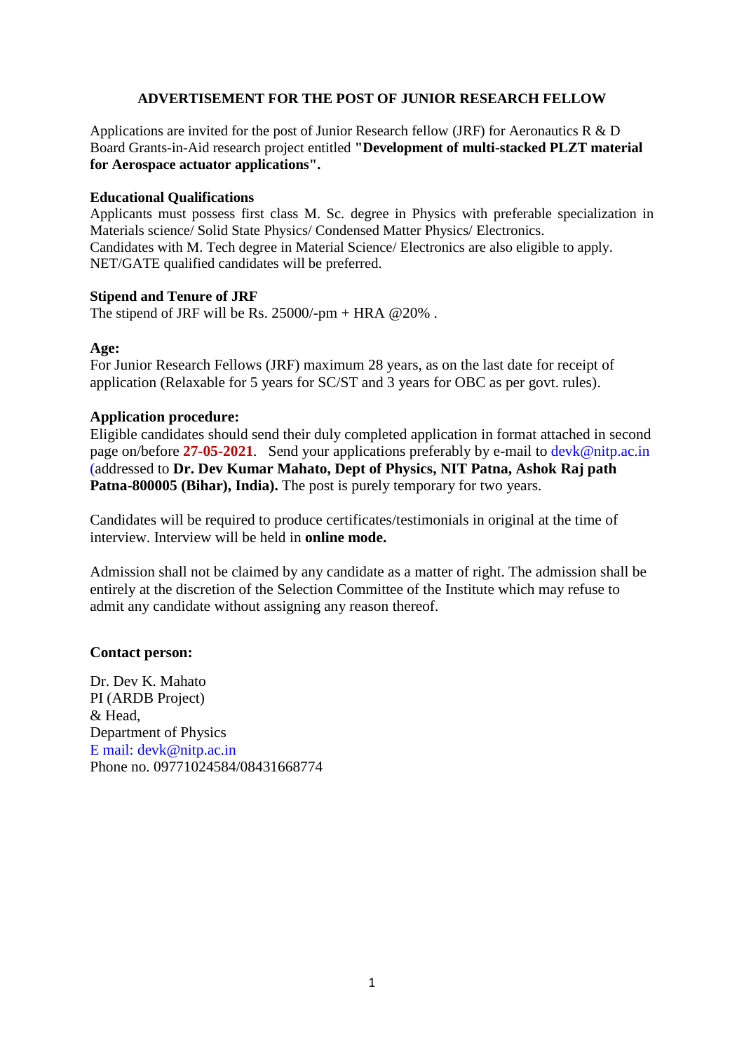# ADVERTISEMENT FOR THE POST OF JUNIOR RESEARCH FELLOW

Applications are invited for the post of Junior Research fellow (JRF) for Aeronautics R & D Board Grants-in-Aid research project entitled **"Development of multi-stacked PLZT material for Aerospace actuator applications".**

**Educational Qualifications**

Applicants must possess first class M. Sc. degree in Physics with preferable specialization in Materials science/ Solid State Physics/ Condensed Matter Physics/ Electronics.
Candidates with M. Tech degree in Material Science/ Electronics are also eligible to apply.
NET/GATE qualified candidates will be preferred.

**Stipend and Tenure of JRF**

The stipend of JRF will be Rs. 25000/-pm + HRA @20% .

**Age:**

For Junior Research Fellows (JRF) maximum 28 years, as on the last date for receipt of application (Relaxable for 5 years for SC/ST and 3 years for OBC as per govt. rules).

**Application procedure:**

Eligible candidates should send their duly completed application in format attached in second page on/before **27-05-2021**. Send your applications preferably by e-mail to devk@nitp.ac.in (addressed to **Dr. Dev Kumar Mahato, Dept of Physics, NIT Patna, Ashok Raj path Patna-800005 (Bihar), India).** The post is purely temporary for two years.

Candidates will be required to produce certificates/testimonials in original at the time of interview. Interview will be held in **online mode.**

Admission shall not be claimed by any candidate as a matter of right. The admission shall be entirely at the discretion of the Selection Committee of the Institute which may refuse to admit any candidate without assigning any reason thereof.

**Contact person:**

Dr. Dev K. Mahato
PI (ARDB Project)
& Head,
Department of Physics
E mail: devk@nitp.ac.in
Phone no. 09771024584/08431668774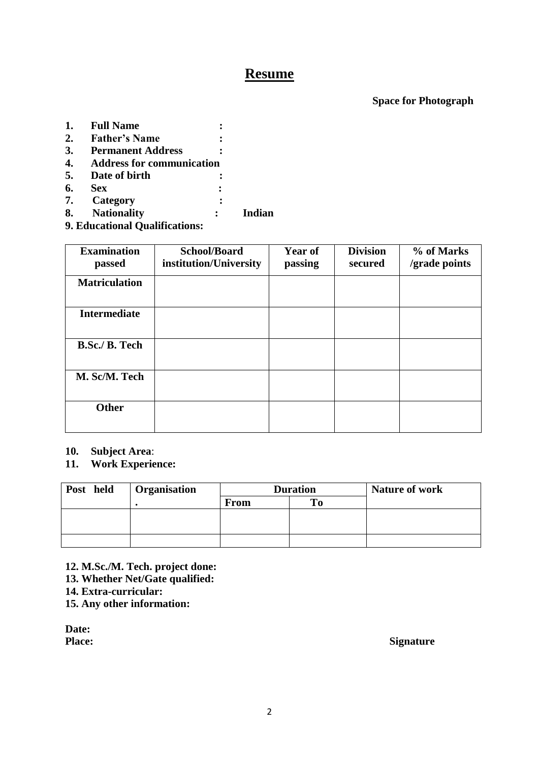# Resume

**Space for Photograph**

1. **Full Name** :
2. **Father's Name** :
3. **Permanent Address** :
4. **Address for communication**
5. **Date of birth** :
6. **Sex** :
7. **Category** :
8. **Nationality** : **Indian**

**9. Educational Qualifications:**

| Examination passed | School/Board institution/University | Year of passing | Division secured | % of Marks /grade points |
|---|---|---|---|---|
| **Matriculation** | | | | |
| **Intermediate** | | | | |
| **B.Sc./ B. Tech** | | | | |
| **M. Sc/M. Tech** | | | | |
| **Other** | | | | |

10. **Subject Area**:
11. **Work Experience:**

| Post held | Organisation . | Duration | | Nature of work |
|---|---|---|---|---|
| | | From | To | |
| | | | | |
| | | | | |

**12. M.Sc./M. Tech. project done:**

**13. Whether Net/Gate qualified:**

**14. Extra-curricular:**

**15. Any other information:**

**Date:**

**Place:** **Signature**